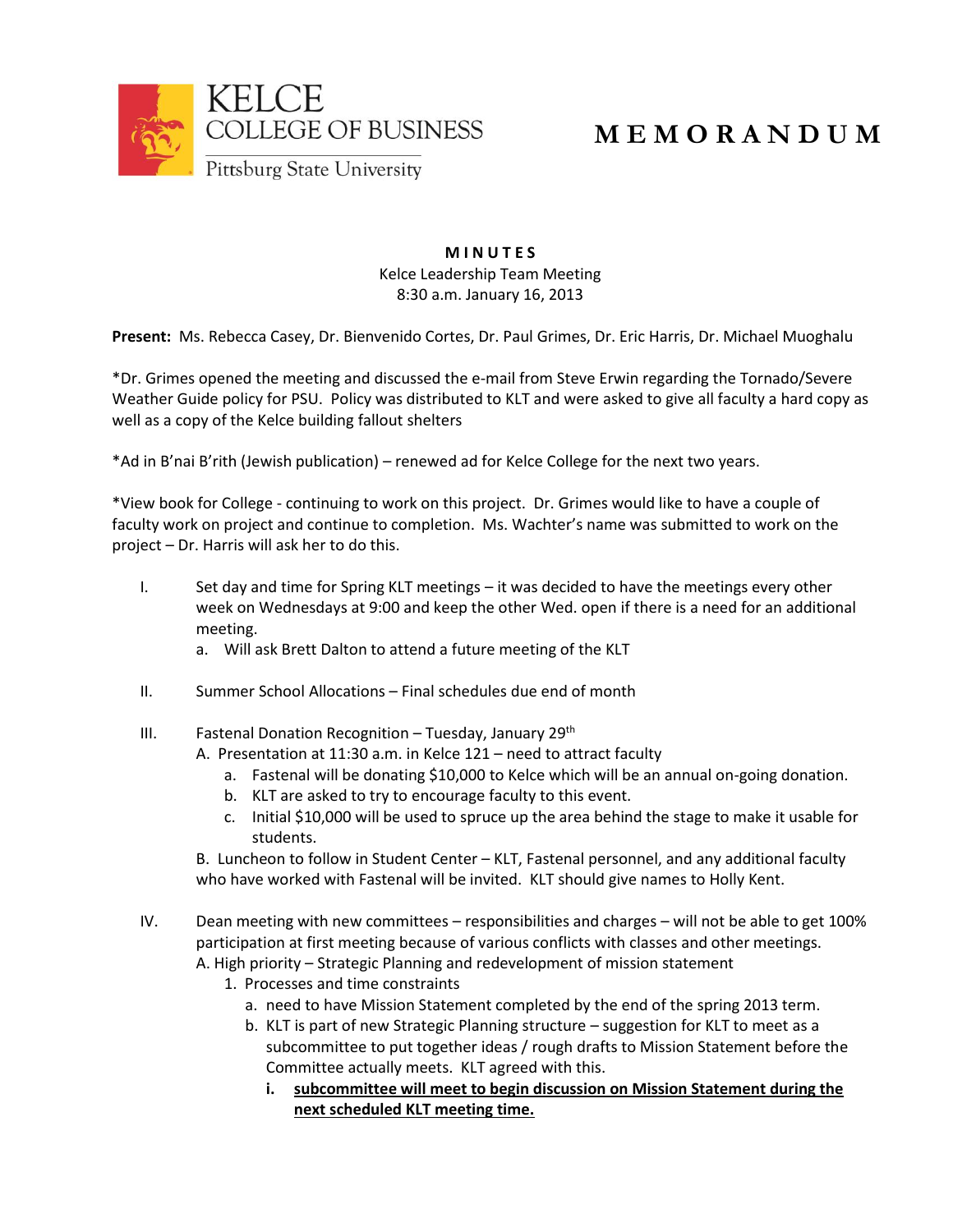KELCE
COLLEGE OF BUSINESS
Pittsburg State University

# MEMORANDUM

**MINUTES**

Kelce Leadership Team Meeting
8:30 a.m. January 16, 2013

**Present:** Ms. Rebecca Casey, Dr. Bienvenido Cortes, Dr. Paul Grimes, Dr. Eric Harris, Dr. Michael Muoghalu

*Dr. Grimes opened the meeting and discussed the e-mail from Steve Erwin regarding the Tornado/Severe Weather Guide policy for PSU. Policy was distributed to KLT and were asked to give all faculty a hard copy as well as a copy of the Kelce building fallout shelters

*Ad in B'nai B'rith (Jewish publication) – renewed ad for Kelce College for the next two years.

*View book for College - continuing to work on this project. Dr. Grimes would like to have a couple of faculty work on project and continue to completion. Ms. Wachter's name was submitted to work on the project – Dr. Harris will ask her to do this.

I. Set day and time for Spring KLT meetings – it was decided to have the meetings every other week on Wednesdays at 9:00 and keep the other Wed. open if there is a need for an additional meeting.
   a. Will ask Brett Dalton to attend a future meeting of the KLT

II. Summer School Allocations – Final schedules due end of month

III. Fastenal Donation Recognition – Tuesday, January 29th
   A. Presentation at 11:30 a.m. in Kelce 121 – need to attract faculty
      a. Fastenal will be donating $10,000 to Kelce which will be an annual on-going donation.
      b. KLT are asked to try to encourage faculty to this event.
      c. Initial $10,000 will be used to spruce up the area behind the stage to make it usable for students.

   B. Luncheon to follow in Student Center – KLT, Fastenal personnel, and any additional faculty who have worked with Fastenal will be invited. KLT should give names to Holly Kent.

IV. Dean meeting with new committees – responsibilities and charges – will not be able to get 100% participation at first meeting because of various conflicts with classes and other meetings.
   A. High priority – Strategic Planning and redevelopment of mission statement
      1. Processes and time constraints
         a. need to have Mission Statement completed by the end of the spring 2013 term.
         b. KLT is part of new Strategic Planning structure – suggestion for KLT to meet as a subcommittee to put together ideas / rough drafts to Mission Statement before the Committee actually meets. KLT agreed with this.
            i. **<u>subcommittee will meet to begin discussion on Mission Statement during the next scheduled KLT meeting time.</u>**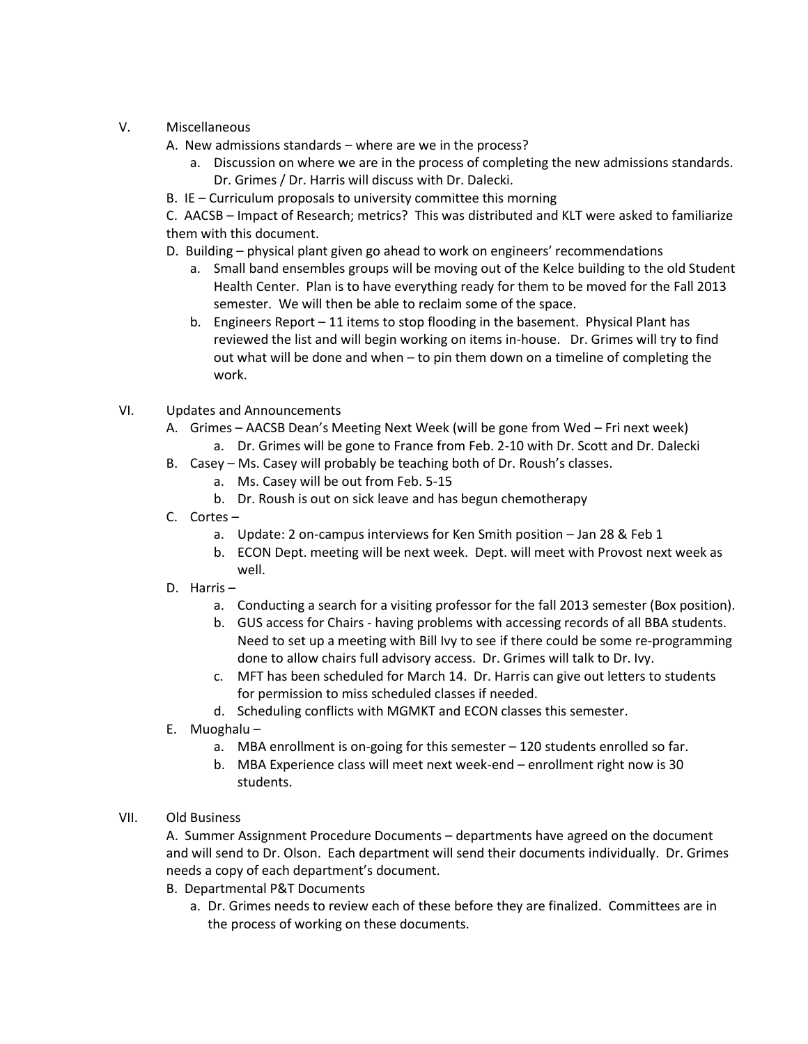V. Miscellaneous

A. New admissions standards – where are we in the process?

   a. Discussion on where we are in the process of completing the new admissions standards. Dr. Grimes / Dr. Harris will discuss with Dr. Dalecki.

B. IE – Curriculum proposals to university committee this morning

C. AACSB – Impact of Research; metrics? This was distributed and KLT were asked to familiarize them with this document.

D. Building – physical plant given go ahead to work on engineers' recommendations

   a. Small band ensembles groups will be moving out of the Kelce building to the old Student Health Center. Plan is to have everything ready for them to be moved for the Fall 2013 semester. We will then be able to reclaim some of the space.

   b. Engineers Report – 11 items to stop flooding in the basement. Physical Plant has reviewed the list and will begin working on items in-house. Dr. Grimes will try to find out what will be done and when – to pin them down on a timeline of completing the work.

VI. Updates and Announcements

A. Grimes – AACSB Dean's Meeting Next Week (will be gone from Wed – Fri next week)

   a. Dr. Grimes will be gone to France from Feb. 2-10 with Dr. Scott and Dr. Dalecki

B. Casey – Ms. Casey will probably be teaching both of Dr. Roush's classes.

   a. Ms. Casey will be out from Feb. 5-15

   b. Dr. Roush is out on sick leave and has begun chemotherapy

C. Cortes –

   a. Update: 2 on-campus interviews for Ken Smith position – Jan 28 & Feb 1

   b. ECON Dept. meeting will be next week. Dept. will meet with Provost next week as well.

D. Harris –

   a. Conducting a search for a visiting professor for the fall 2013 semester (Box position).

   b. GUS access for Chairs - having problems with accessing records of all BBA students. Need to set up a meeting with Bill Ivy to see if there could be some re-programming done to allow chairs full advisory access. Dr. Grimes will talk to Dr. Ivy.

   c. MFT has been scheduled for March 14. Dr. Harris can give out letters to students for permission to miss scheduled classes if needed.

   d. Scheduling conflicts with MGMKT and ECON classes this semester.

E. Muoghalu –

   a. MBA enrollment is on-going for this semester – 120 students enrolled so far.

   b. MBA Experience class will meet next week-end – enrollment right now is 30 students.

VII. Old Business

A. Summer Assignment Procedure Documents – departments have agreed on the document and will send to Dr. Olson. Each department will send their documents individually. Dr. Grimes needs a copy of each department's document.

B. Departmental P&T Documents

   a. Dr. Grimes needs to review each of these before they are finalized. Committees are in the process of working on these documents.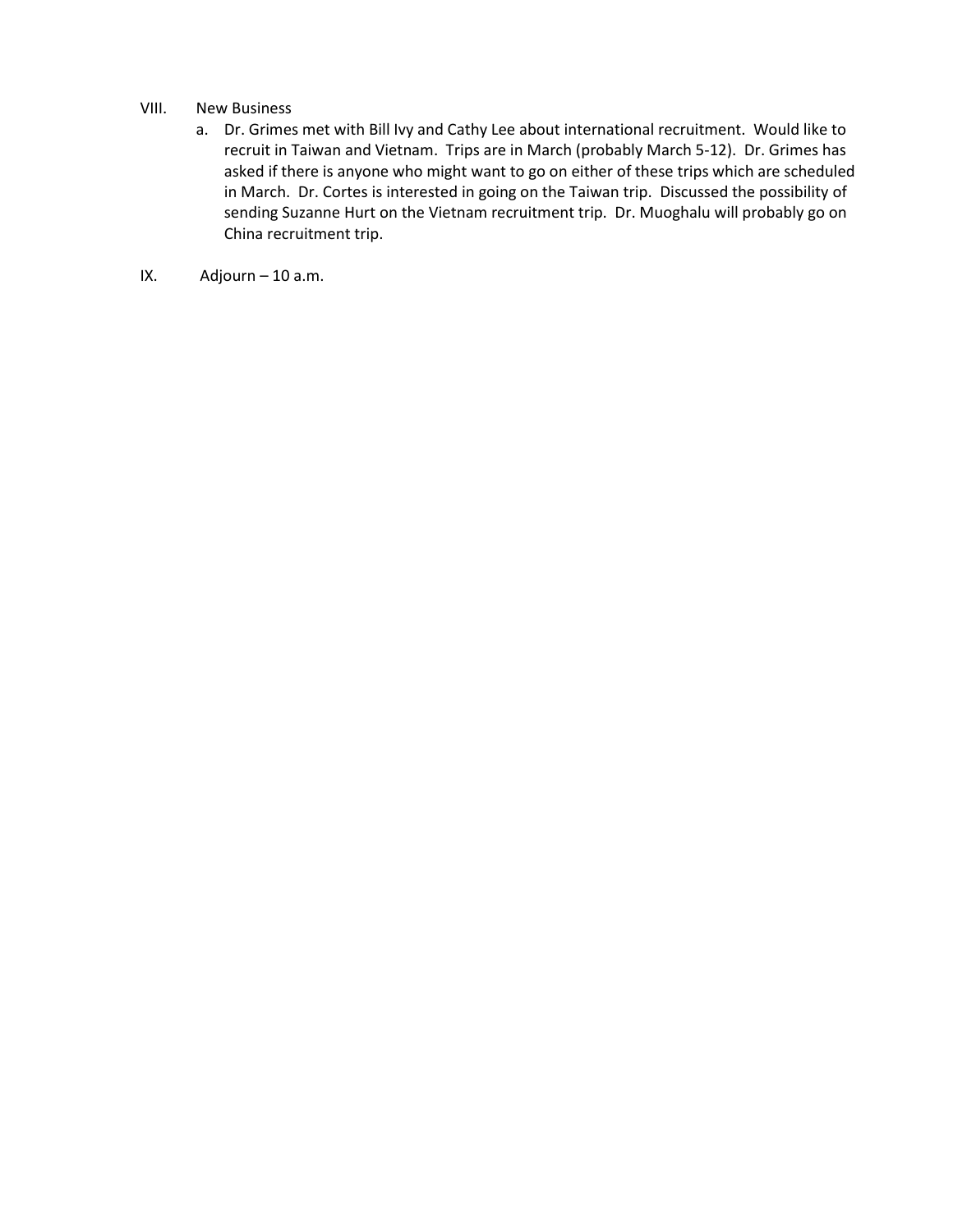VIII. New Business

a. Dr. Grimes met with Bill Ivy and Cathy Lee about international recruitment. Would like to recruit in Taiwan and Vietnam. Trips are in March (probably March 5-12). Dr. Grimes has asked if there is anyone who might want to go on either of these trips which are scheduled in March. Dr. Cortes is interested in going on the Taiwan trip. Discussed the possibility of sending Suzanne Hurt on the Vietnam recruitment trip. Dr. Muoghalu will probably go on China recruitment trip.

IX. Adjourn – 10 a.m.